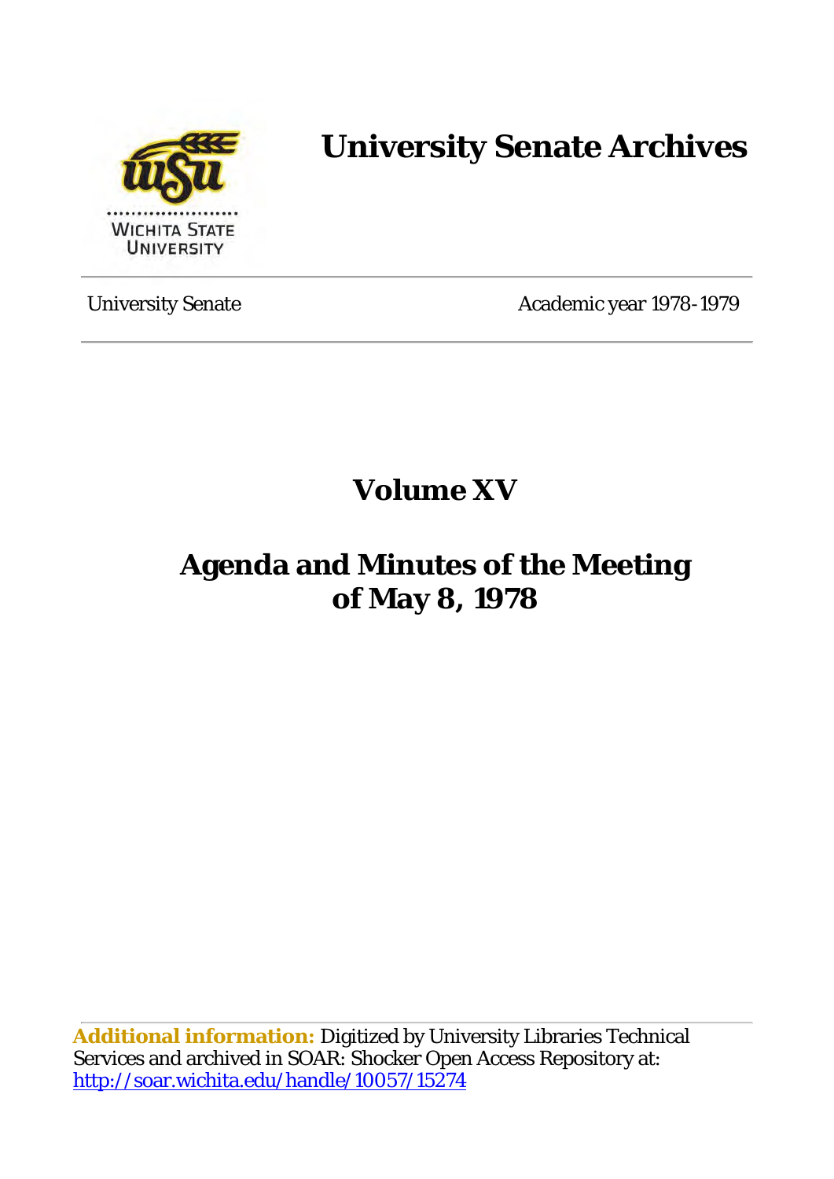# University Senate Archives

University Senate Academic year 1978-1979

## Volume XV

## Agenda and Minutes of the Meeting of May 8, 1978

**Additional information:** Digitized by University Libraries Technical Services and archived in SOAR: Shocker Open Access Repository at: http://soar.wichita.edu/handle/10057/15274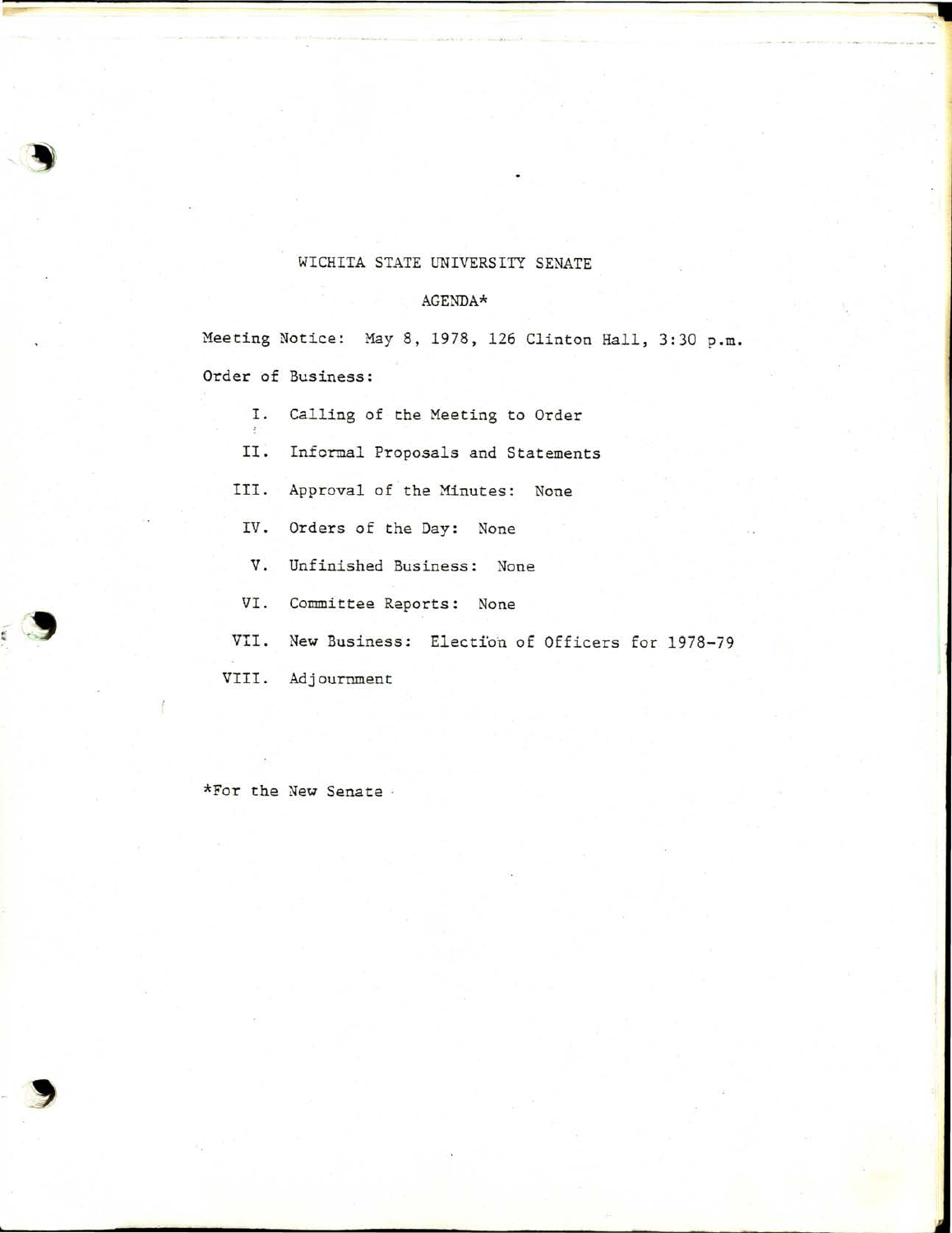# WICHITA STATE UNIVERSITY SENATE

## AGENDA*

Meeting Notice: May 8, 1978, 126 Clinton Hall, 3:30 p.m.

Order of Business:

I. Calling of the Meeting to Order

II. Informal Proposals and Statements

III. Approval of the Minutes: None

IV. Orders of the Day: None

V. Unfinished Business: None

VI. Committee Reports: None

VII. New Business: Election of Officers for 1978-79

VIII. Adjournment

*For the New Senate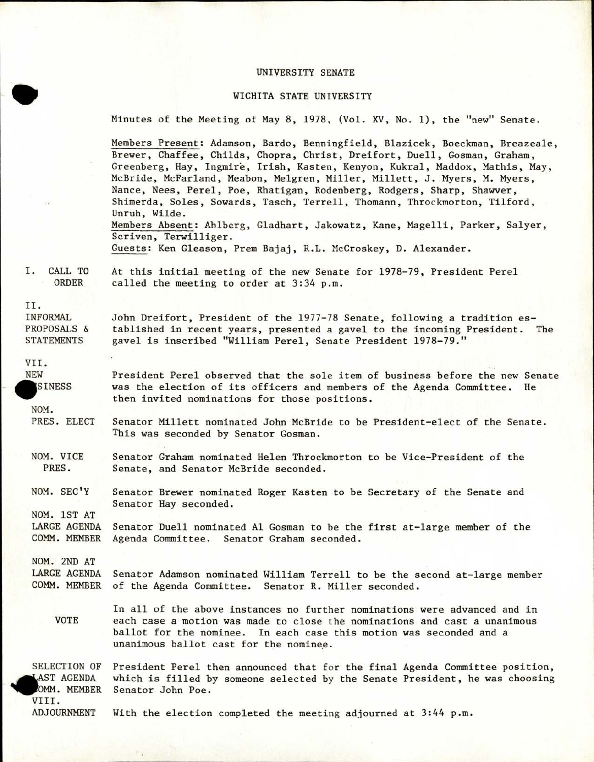UNIVERSITY SENATE

WICHITA STATE UNIVERSITY

Minutes of the Meeting of May 8, 1978, (Vol. XV, No. 1), the "new" Senate.

Members Present: Adamson, Bardo, Benningfield, Blazicek, Boeckman, Breazeale, Brewer, Chaffee, Childs, Chopra, Christ, Dreifort, Duell, Gosman, Graham, Greenberg, Hay, Ingmire, Irish, Kasten, Kenyon, Kukral, Maddox, Mathis, May, McBride, McFarland, Meabon, Melgren, Miller, Millett, J. Myers, M. Myers, Nance, Nees, Perel, Poe, Rhatigan, Rodenberg, Rodgers, Sharp, Shawver, Shimerda, Soles, Sowards, Tasch, Terrell, Thomann, Throckmorton, Tilford, Unruh, Wilde.
Members Absent: Ahlberg, Gladhart, Jakowatz, Kane, Magelli, Parker, Salyer, Scriven, Terwilliger.
Guests: Ken Gleason, Prem Bajaj, R.L. McCroskey, D. Alexander.

I. CALL TO ORDER

At this initial meeting of the new Senate for 1978-79, President Perel called the meeting to order at 3:34 p.m.

II. INFORMAL PROPOSALS & STATEMENTS

John Dreifort, President of the 1977-78 Senate, following a tradition established in recent years, presented a gavel to the incoming President. The gavel is inscribed "William Perel, Senate President 1978-79."

VII. NEW BUSINESS

President Perel observed that the sole item of business before the new Senate was the election of its officers and members of the Agenda Committee. He then invited nominations for those positions.

NOM. PRES. ELECT

Senator Millett nominated John McBride to be President-elect of the Senate. This was seconded by Senator Gosman.

NOM. VICE PRES.

Senator Graham nominated Helen Throckmorton to be Vice-President of the Senate, and Senator McBride seconded.

NOM. SEC'Y

Senator Brewer nominated Roger Kasten to be Secretary of the Senate and Senator Hay seconded.

NOM. 1ST AT LARGE AGENDA COMM. MEMBER

Senator Duell nominated Al Gosman to be the first at-large member of the Agenda Committee. Senator Graham seconded.

NOM. 2ND AT LARGE AGENDA COMM. MEMBER

Senator Adamson nominated William Terrell to be the second at-large member of the Agenda Committee. Senator R. Miller seconded.

VOTE

In all of the above instances no further nominations were advanced and in each case a motion was made to close the nominations and cast a unanimous ballot for the nominee. In each case this motion was seconded and a unanimous ballot cast for the nominee.

SELECTION OF LAST AGENDA COMM. MEMBER

President Perel then announced that for the final Agenda Committee position, which is filled by someone selected by the Senate President, he was choosing Senator John Poe.

VIII. ADJOURNMENT

With the election completed the meeting adjourned at 3:44 p.m.